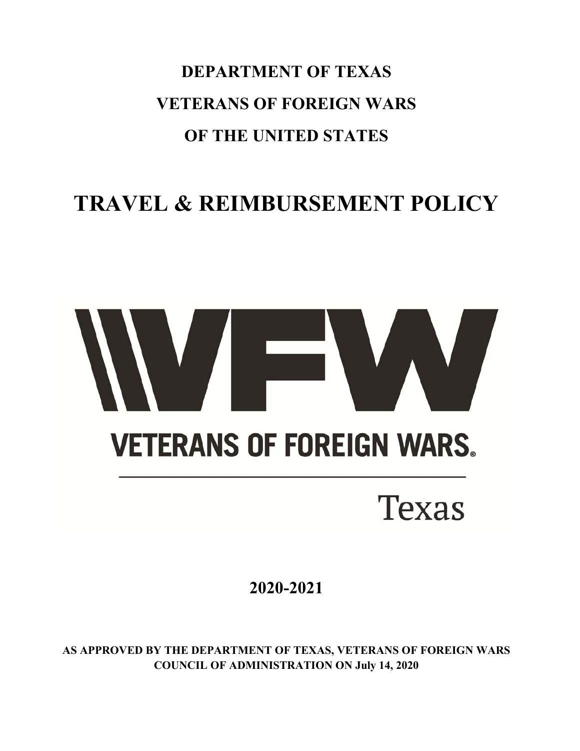# DEPARTMENT OF TEXAS

# VETERANS OF FOREIGN WARS

# OF THE UNITED STATES

# TRAVEL & REIMBURSEMENT POLICY

VFW

VETERANS OF FOREIGN WARS.

Texas

**2020-2021**

**AS APPROVED BY THE DEPARTMENT OF TEXAS, VETERANS OF FOREIGN WARS COUNCIL OF ADMINISTRATION ON July 14, 2020**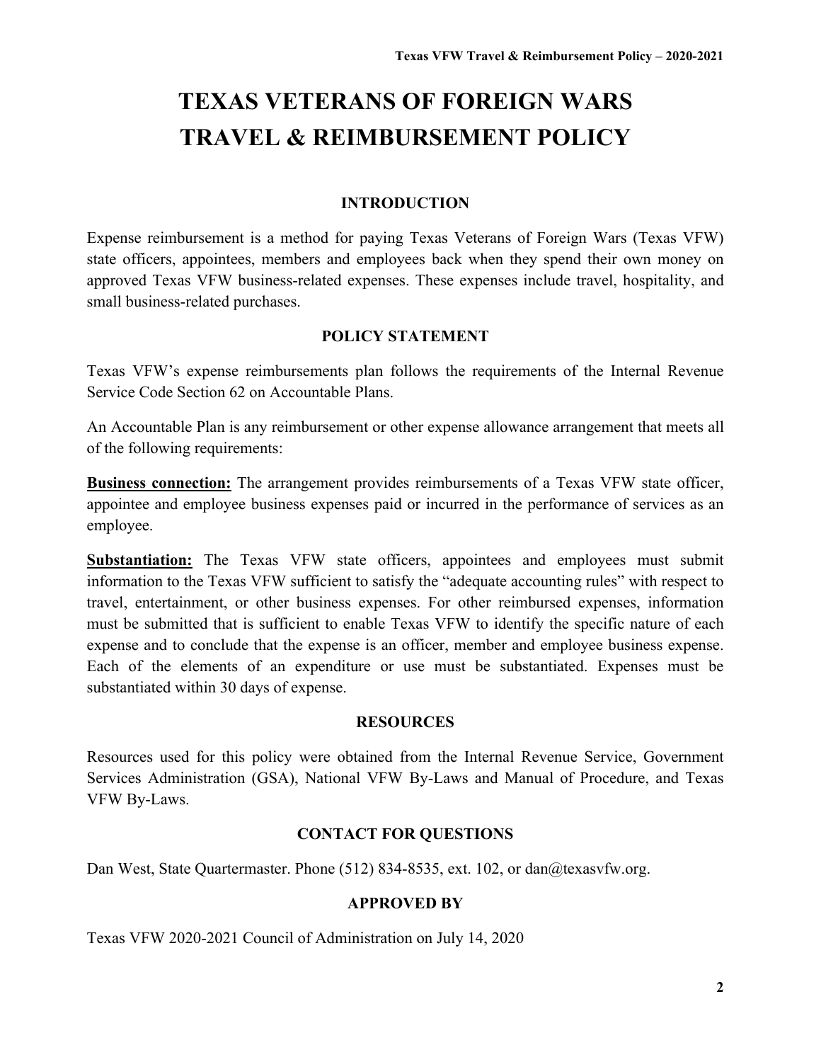# TEXAS VETERANS OF FOREIGN WARS TRAVEL & REIMBURSEMENT POLICY

## INTRODUCTION

Expense reimbursement is a method for paying Texas Veterans of Foreign Wars (Texas VFW) state officers, appointees, members and employees back when they spend their own money on approved Texas VFW business-related expenses. These expenses include travel, hospitality, and small business-related purchases.

## POLICY STATEMENT

Texas VFW's expense reimbursements plan follows the requirements of the Internal Revenue Service Code Section 62 on Accountable Plans.

An Accountable Plan is any reimbursement or other expense allowance arrangement that meets all of the following requirements:

**Business connection:** The arrangement provides reimbursements of a Texas VFW state officer, appointee and employee business expenses paid or incurred in the performance of services as an employee.

**Substantiation:** The Texas VFW state officers, appointees and employees must submit information to the Texas VFW sufficient to satisfy the "adequate accounting rules" with respect to travel, entertainment, or other business expenses. For other reimbursed expenses, information must be submitted that is sufficient to enable Texas VFW to identify the specific nature of each expense and to conclude that the expense is an officer, member and employee business expense. Each of the elements of an expenditure or use must be substantiated. Expenses must be substantiated within 30 days of expense.

## RESOURCES

Resources used for this policy were obtained from the Internal Revenue Service, Government Services Administration (GSA), National VFW By-Laws and Manual of Procedure, and Texas VFW By-Laws.

## CONTACT FOR QUESTIONS

Dan West, State Quartermaster. Phone (512) 834-8535, ext. 102, or dan@texasvfw.org.

## APPROVED BY

Texas VFW 2020-2021 Council of Administration on July 14, 2020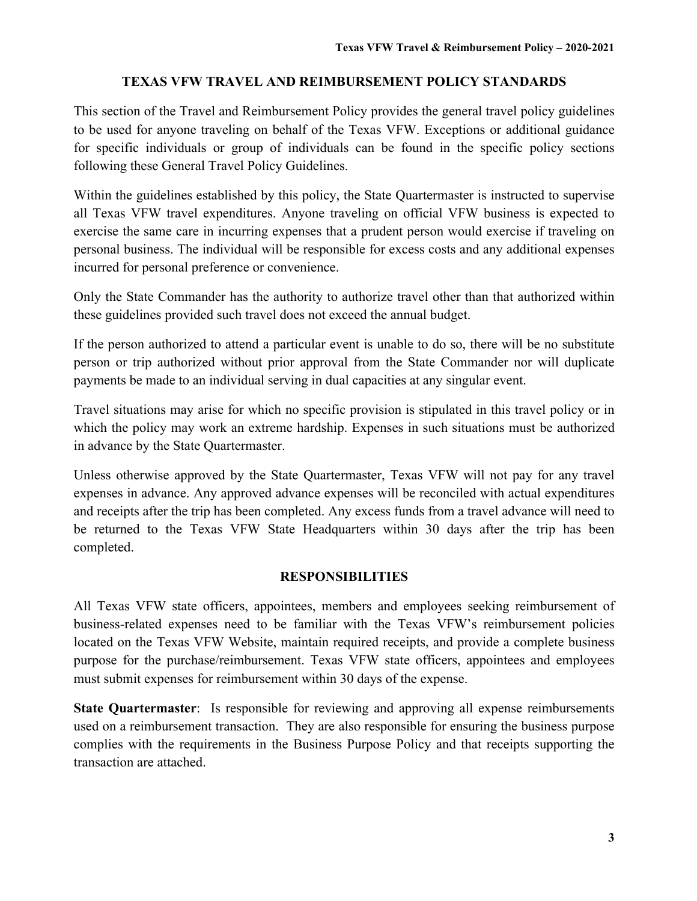## TEXAS VFW TRAVEL AND REIMBURSEMENT POLICY STANDARDS

This section of the Travel and Reimbursement Policy provides the general travel policy guidelines to be used for anyone traveling on behalf of the Texas VFW. Exceptions or additional guidance for specific individuals or group of individuals can be found in the specific policy sections following these General Travel Policy Guidelines.

Within the guidelines established by this policy, the State Quartermaster is instructed to supervise all Texas VFW travel expenditures. Anyone traveling on official VFW business is expected to exercise the same care in incurring expenses that a prudent person would exercise if traveling on personal business. The individual will be responsible for excess costs and any additional expenses incurred for personal preference or convenience.

Only the State Commander has the authority to authorize travel other than that authorized within these guidelines provided such travel does not exceed the annual budget.

If the person authorized to attend a particular event is unable to do so, there will be no substitute person or trip authorized without prior approval from the State Commander nor will duplicate payments be made to an individual serving in dual capacities at any singular event.

Travel situations may arise for which no specific provision is stipulated in this travel policy or in which the policy may work an extreme hardship. Expenses in such situations must be authorized in advance by the State Quartermaster.

Unless otherwise approved by the State Quartermaster, Texas VFW will not pay for any travel expenses in advance. Any approved advance expenses will be reconciled with actual expenditures and receipts after the trip has been completed. Any excess funds from a travel advance will need to be returned to the Texas VFW State Headquarters within 30 days after the trip has been completed.

## RESPONSIBILITIES

All Texas VFW state officers, appointees, members and employees seeking reimbursement of business-related expenses need to be familiar with the Texas VFW's reimbursement policies located on the Texas VFW Website, maintain required receipts, and provide a complete business purpose for the purchase/reimbursement. Texas VFW state officers, appointees and employees must submit expenses for reimbursement within 30 days of the expense.

**State Quartermaster**: Is responsible for reviewing and approving all expense reimbursements used on a reimbursement transaction. They are also responsible for ensuring the business purpose complies with the requirements in the Business Purpose Policy and that receipts supporting the transaction are attached.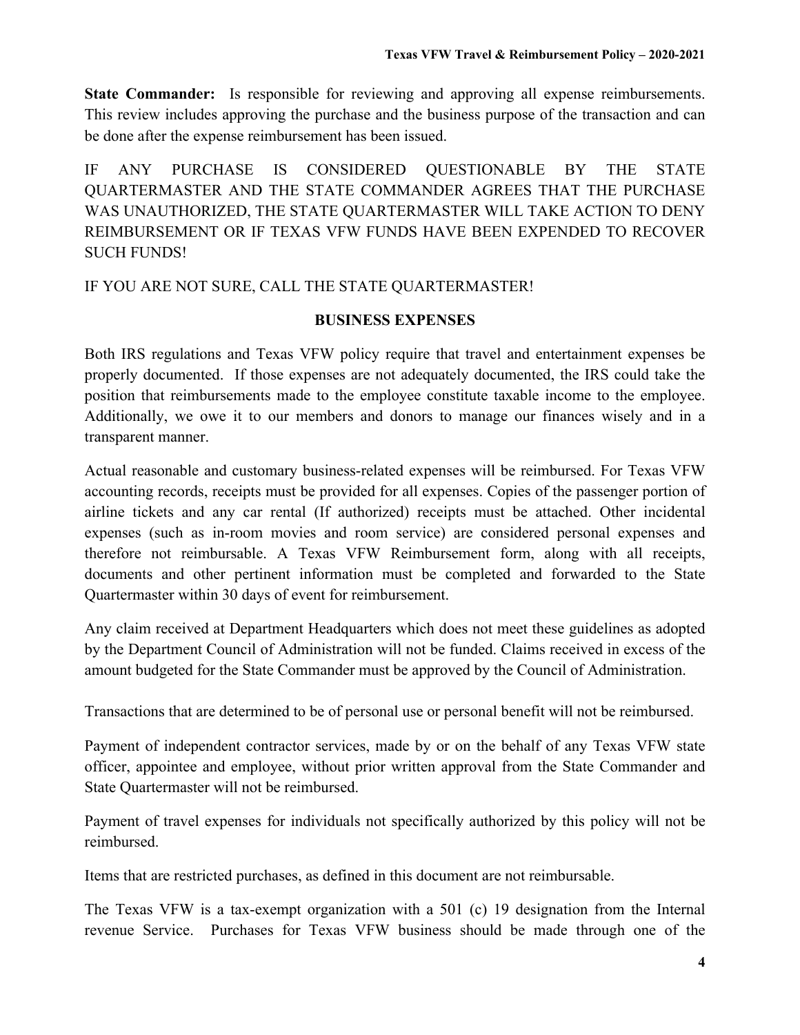**State Commander:** Is responsible for reviewing and approving all expense reimbursements. This review includes approving the purchase and the business purpose of the transaction and can be done after the expense reimbursement has been issued.

IF ANY PURCHASE IS CONSIDERED QUESTIONABLE BY THE STATE QUARTERMASTER AND THE STATE COMMANDER AGREES THAT THE PURCHASE WAS UNAUTHORIZED, THE STATE QUARTERMASTER WILL TAKE ACTION TO DENY REIMBURSEMENT OR IF TEXAS VFW FUNDS HAVE BEEN EXPENDED TO RECOVER SUCH FUNDS!

IF YOU ARE NOT SURE, CALL THE STATE QUARTERMASTER!

## BUSINESS EXPENSES

Both IRS regulations and Texas VFW policy require that travel and entertainment expenses be properly documented. If those expenses are not adequately documented, the IRS could take the position that reimbursements made to the employee constitute taxable income to the employee. Additionally, we owe it to our members and donors to manage our finances wisely and in a transparent manner.

Actual reasonable and customary business-related expenses will be reimbursed. For Texas VFW accounting records, receipts must be provided for all expenses. Copies of the passenger portion of airline tickets and any car rental (If authorized) receipts must be attached. Other incidental expenses (such as in-room movies and room service) are considered personal expenses and therefore not reimbursable. A Texas VFW Reimbursement form, along with all receipts, documents and other pertinent information must be completed and forwarded to the State Quartermaster within 30 days of event for reimbursement.

Any claim received at Department Headquarters which does not meet these guidelines as adopted by the Department Council of Administration will not be funded. Claims received in excess of the amount budgeted for the State Commander must be approved by the Council of Administration.

Transactions that are determined to be of personal use or personal benefit will not be reimbursed.

Payment of independent contractor services, made by or on the behalf of any Texas VFW state officer, appointee and employee, without prior written approval from the State Commander and State Quartermaster will not be reimbursed.

Payment of travel expenses for individuals not specifically authorized by this policy will not be reimbursed.

Items that are restricted purchases, as defined in this document are not reimbursable.

The Texas VFW is a tax-exempt organization with a 501 (c) 19 designation from the Internal revenue Service. Purchases for Texas VFW business should be made through one of the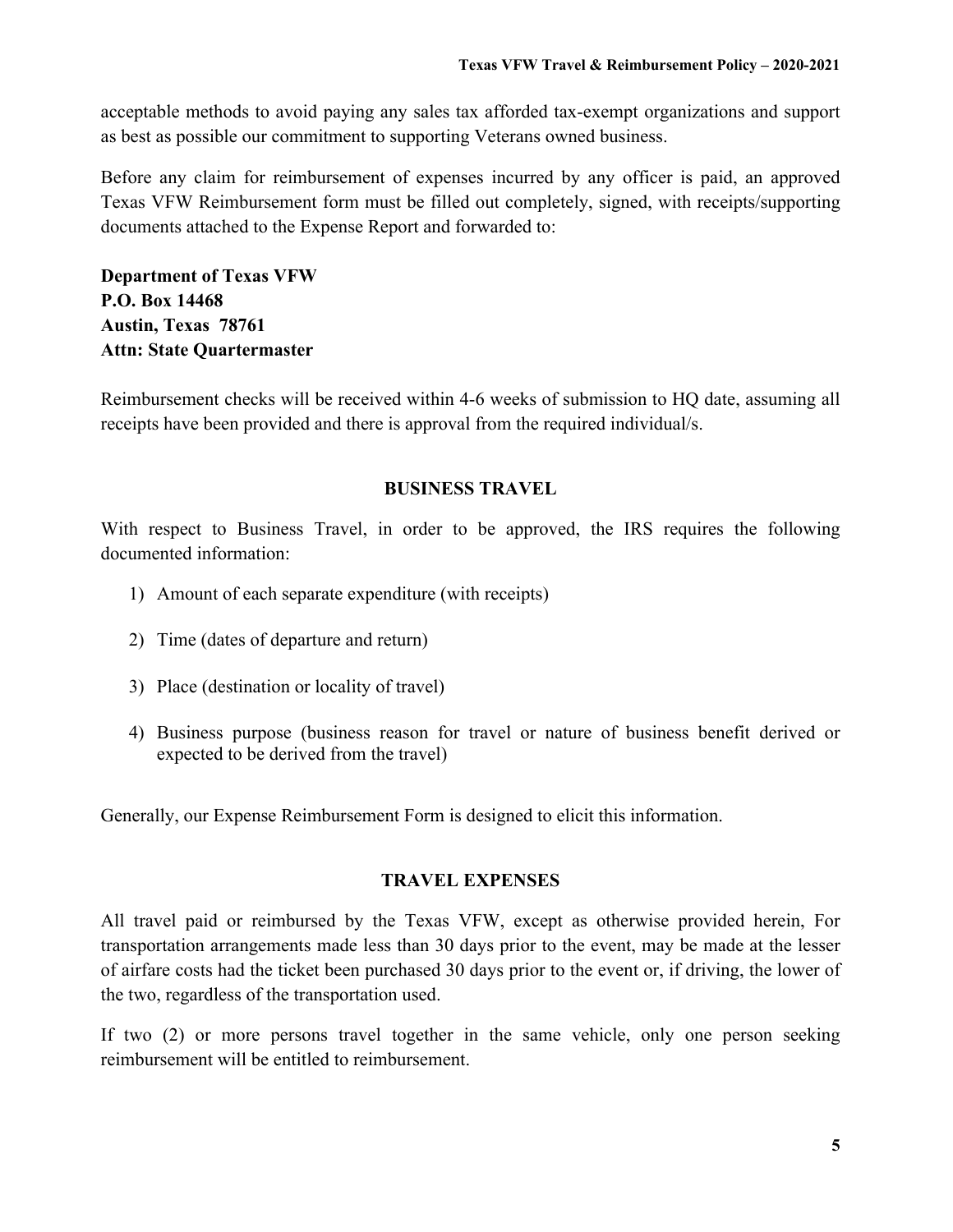acceptable methods to avoid paying any sales tax afforded tax-exempt organizations and support as best as possible our commitment to supporting Veterans owned business.

Before any claim for reimbursement of expenses incurred by any officer is paid, an approved Texas VFW Reimbursement form must be filled out completely, signed, with receipts/supporting documents attached to the Expense Report and forwarded to:

**Department of Texas VFW**
**P.O. Box 14468**
**Austin, Texas 78761**
**Attn: State Quartermaster**

Reimbursement checks will be received within 4-6 weeks of submission to HQ date, assuming all receipts have been provided and there is approval from the required individual/s.

## BUSINESS TRAVEL

With respect to Business Travel, in order to be approved, the IRS requires the following documented information:

1) Amount of each separate expenditure (with receipts)
2) Time (dates of departure and return)
3) Place (destination or locality of travel)
4) Business purpose (business reason for travel or nature of business benefit derived or expected to be derived from the travel)

Generally, our Expense Reimbursement Form is designed to elicit this information.

## TRAVEL EXPENSES

All travel paid or reimbursed by the Texas VFW, except as otherwise provided herein, For transportation arrangements made less than 30 days prior to the event, may be made at the lesser of airfare costs had the ticket been purchased 30 days prior to the event or, if driving, the lower of the two, regardless of the transportation used.

If two (2) or more persons travel together in the same vehicle, only one person seeking reimbursement will be entitled to reimbursement.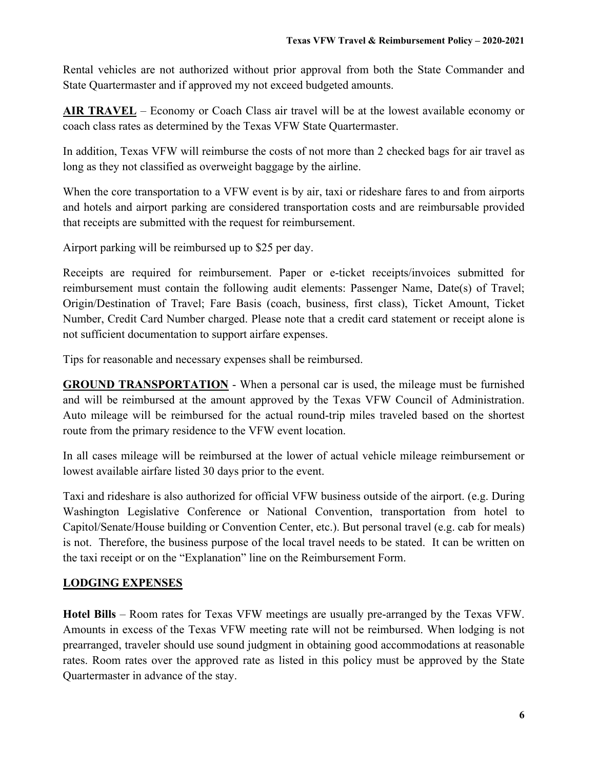Rental vehicles are not authorized without prior approval from both the State Commander and State Quartermaster and if approved my not exceed budgeted amounts.

**AIR TRAVEL** – Economy or Coach Class air travel will be at the lowest available economy or coach class rates as determined by the Texas VFW State Quartermaster.

In addition, Texas VFW will reimburse the costs of not more than 2 checked bags for air travel as long as they not classified as overweight baggage by the airline.

When the core transportation to a VFW event is by air, taxi or rideshare fares to and from airports and hotels and airport parking are considered transportation costs and are reimbursable provided that receipts are submitted with the request for reimbursement.

Airport parking will be reimbursed up to $25 per day.

Receipts are required for reimbursement. Paper or e-ticket receipts/invoices submitted for reimbursement must contain the following audit elements: Passenger Name, Date(s) of Travel; Origin/Destination of Travel; Fare Basis (coach, business, first class), Ticket Amount, Ticket Number, Credit Card Number charged. Please note that a credit card statement or receipt alone is not sufficient documentation to support airfare expenses.

Tips for reasonable and necessary expenses shall be reimbursed.

**GROUND TRANSPORTATION** - When a personal car is used, the mileage must be furnished and will be reimbursed at the amount approved by the Texas VFW Council of Administration. Auto mileage will be reimbursed for the actual round-trip miles traveled based on the shortest route from the primary residence to the VFW event location.

In all cases mileage will be reimbursed at the lower of actual vehicle mileage reimbursement or lowest available airfare listed 30 days prior to the event.

Taxi and rideshare is also authorized for official VFW business outside of the airport. (e.g. During Washington Legislative Conference or National Convention, transportation from hotel to Capitol/Senate/House building or Convention Center, etc.). But personal travel (e.g. cab for meals) is not. Therefore, the business purpose of the local travel needs to be stated. It can be written on the taxi receipt or on the "Explanation" line on the Reimbursement Form.

## LODGING EXPENSES

**Hotel Bills** – Room rates for Texas VFW meetings are usually pre-arranged by the Texas VFW. Amounts in excess of the Texas VFW meeting rate will not be reimbursed. When lodging is not prearranged, traveler should use sound judgment in obtaining good accommodations at reasonable rates. Room rates over the approved rate as listed in this policy must be approved by the State Quartermaster in advance of the stay.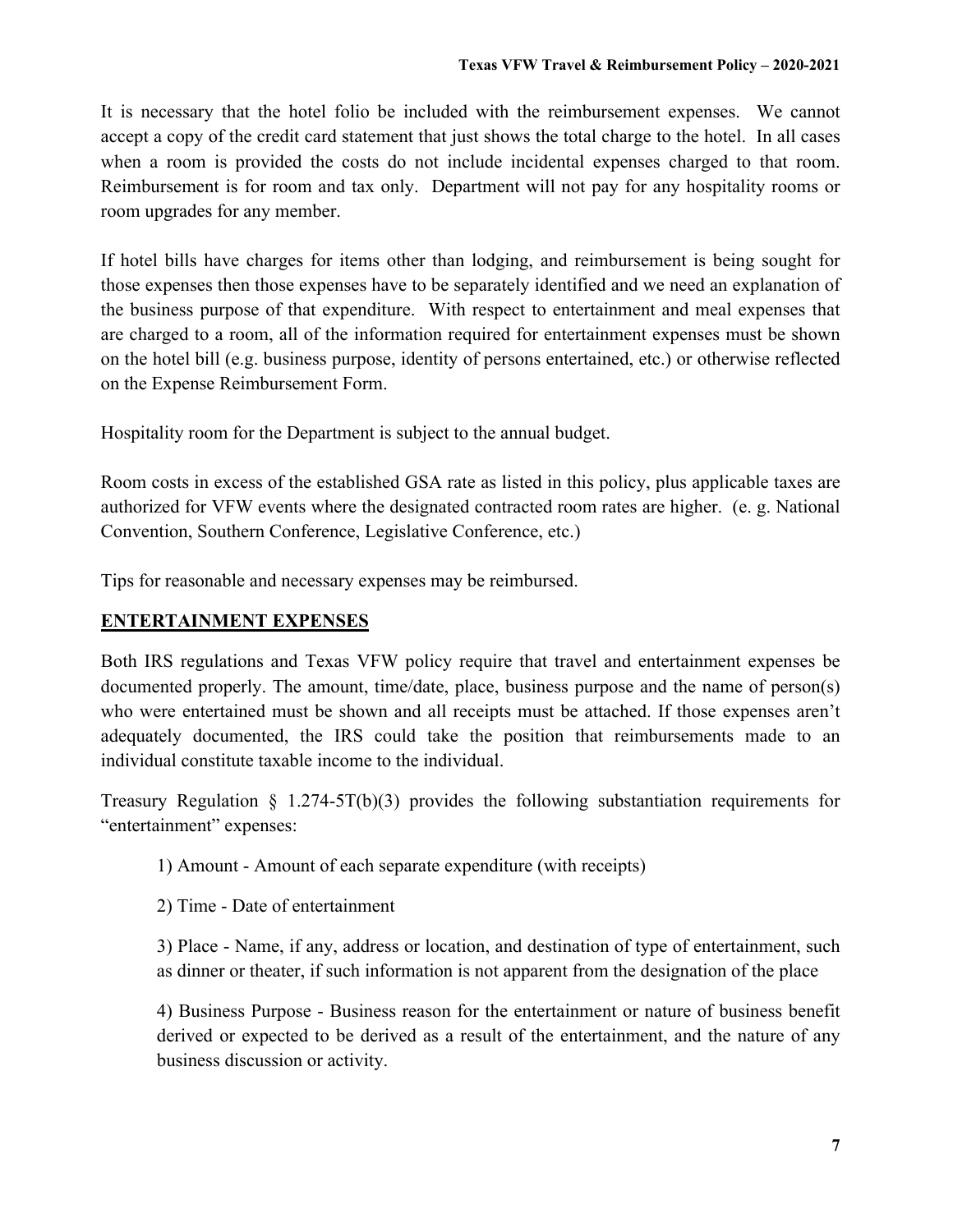It is necessary that the hotel folio be included with the reimbursement expenses. We cannot accept a copy of the credit card statement that just shows the total charge to the hotel. In all cases when a room is provided the costs do not include incidental expenses charged to that room. Reimbursement is for room and tax only. Department will not pay for any hospitality rooms or room upgrades for any member.

If hotel bills have charges for items other than lodging, and reimbursement is being sought for those expenses then those expenses have to be separately identified and we need an explanation of the business purpose of that expenditure. With respect to entertainment and meal expenses that are charged to a room, all of the information required for entertainment expenses must be shown on the hotel bill (e.g. business purpose, identity of persons entertained, etc.) or otherwise reflected on the Expense Reimbursement Form.

Hospitality room for the Department is subject to the annual budget.

Room costs in excess of the established GSA rate as listed in this policy, plus applicable taxes are authorized for VFW events where the designated contracted room rates are higher. (e. g. National Convention, Southern Conference, Legislative Conference, etc.)

Tips for reasonable and necessary expenses may be reimbursed.

## ENTERTAINMENT EXPENSES

Both IRS regulations and Texas VFW policy require that travel and entertainment expenses be documented properly. The amount, time/date, place, business purpose and the name of person(s) who were entertained must be shown and all receipts must be attached. If those expenses aren't adequately documented, the IRS could take the position that reimbursements made to an individual constitute taxable income to the individual.

Treasury Regulation § 1.274-5T(b)(3) provides the following substantiation requirements for "entertainment" expenses:

1) Amount - Amount of each separate expenditure (with receipts)

2) Time - Date of entertainment

3) Place - Name, if any, address or location, and destination of type of entertainment, such as dinner or theater, if such information is not apparent from the designation of the place

4) Business Purpose - Business reason for the entertainment or nature of business benefit derived or expected to be derived as a result of the entertainment, and the nature of any business discussion or activity.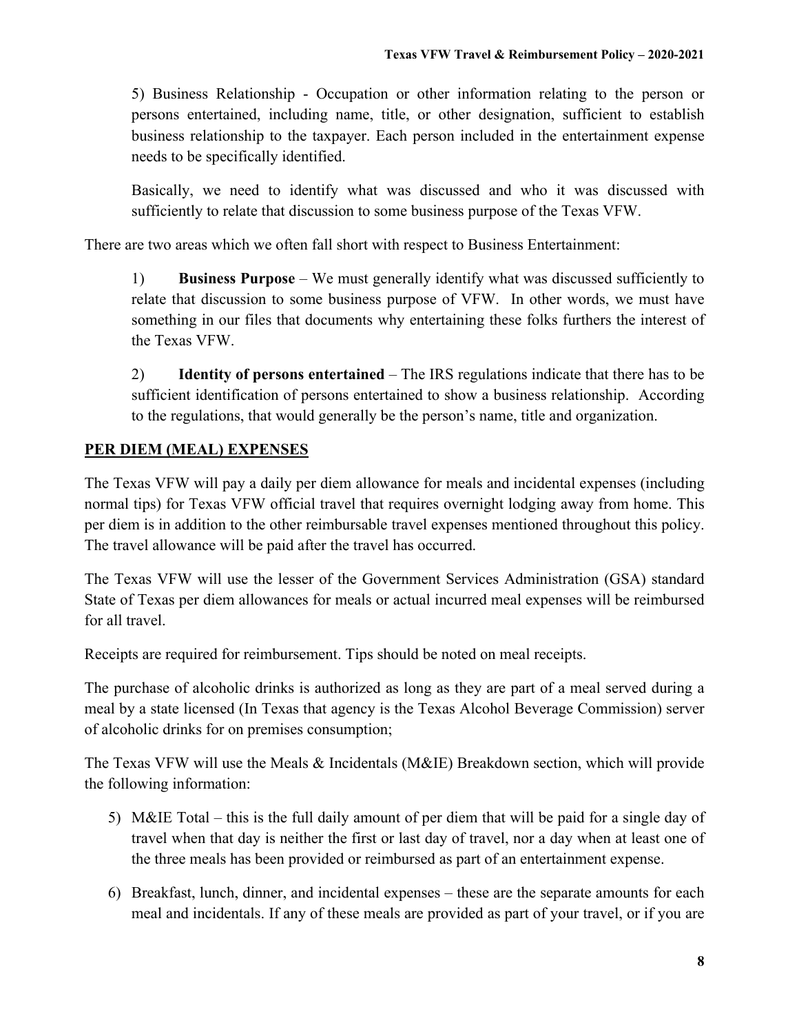5) Business Relationship - Occupation or other information relating to the person or persons entertained, including name, title, or other designation, sufficient to establish business relationship to the taxpayer. Each person included in the entertainment expense needs to be specifically identified.

Basically, we need to identify what was discussed and who it was discussed with sufficiently to relate that discussion to some business purpose of the Texas VFW.

There are two areas which we often fall short with respect to Business Entertainment:

1) **Business Purpose** – We must generally identify what was discussed sufficiently to relate that discussion to some business purpose of VFW. In other words, we must have something in our files that documents why entertaining these folks furthers the interest of the Texas VFW.

2) **Identity of persons entertained** – The IRS regulations indicate that there has to be sufficient identification of persons entertained to show a business relationship. According to the regulations, that would generally be the person's name, title and organization.

## PER DIEM (MEAL) EXPENSES

The Texas VFW will pay a daily per diem allowance for meals and incidental expenses (including normal tips) for Texas VFW official travel that requires overnight lodging away from home. This per diem is in addition to the other reimbursable travel expenses mentioned throughout this policy. The travel allowance will be paid after the travel has occurred.

The Texas VFW will use the lesser of the Government Services Administration (GSA) standard State of Texas per diem allowances for meals or actual incurred meal expenses will be reimbursed for all travel.

Receipts are required for reimbursement. Tips should be noted on meal receipts.

The purchase of alcoholic drinks is authorized as long as they are part of a meal served during a meal by a state licensed (In Texas that agency is the Texas Alcohol Beverage Commission) server of alcoholic drinks for on premises consumption;

The Texas VFW will use the Meals & Incidentals (M&IE) Breakdown section, which will provide the following information:

5) M&IE Total – this is the full daily amount of per diem that will be paid for a single day of travel when that day is neither the first or last day of travel, nor a day when at least one of the three meals has been provided or reimbursed as part of an entertainment expense.

6) Breakfast, lunch, dinner, and incidental expenses – these are the separate amounts for each meal and incidentals. If any of these meals are provided as part of your travel, or if you are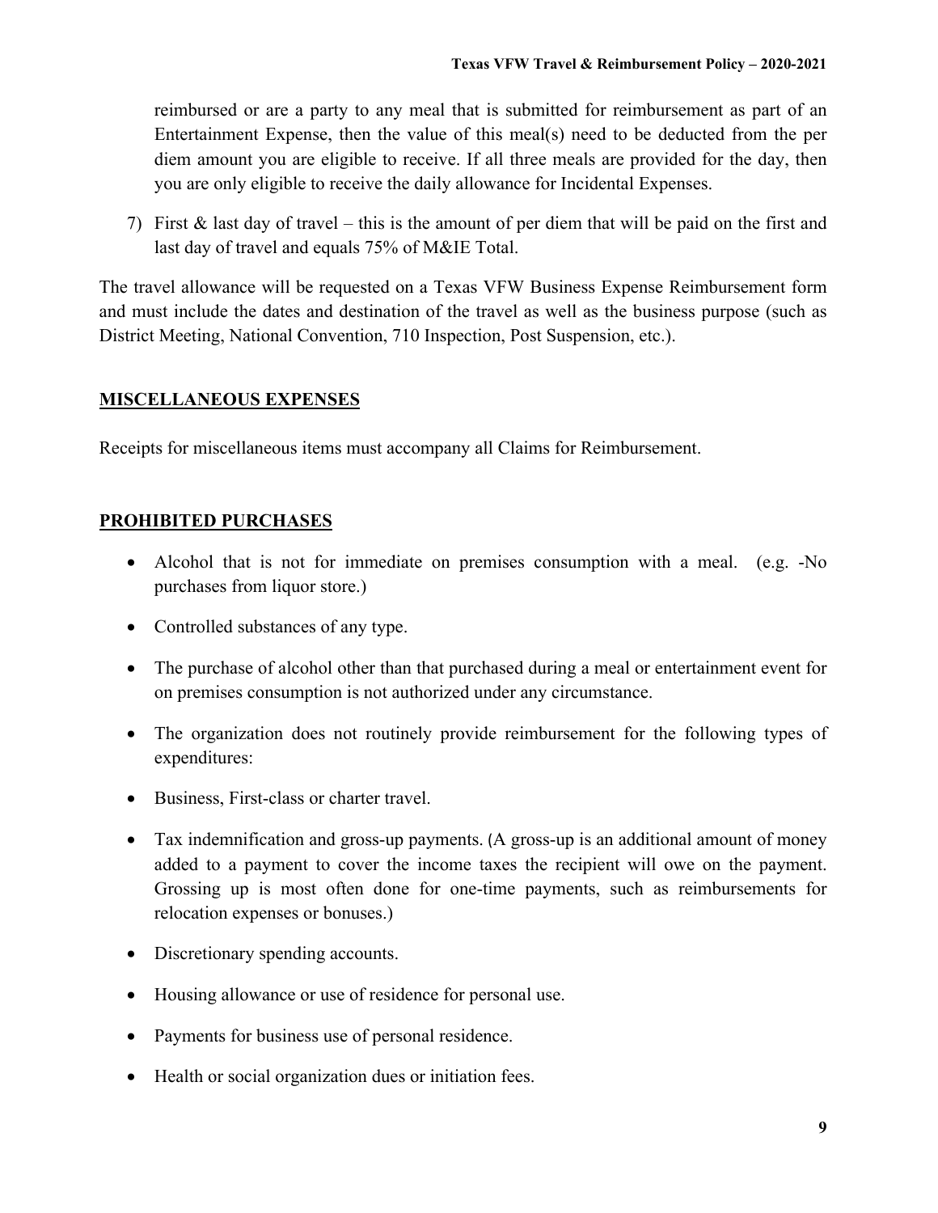reimbursed or are a party to any meal that is submitted for reimbursement as part of an Entertainment Expense, then the value of this meal(s) need to be deducted from the per diem amount you are eligible to receive. If all three meals are provided for the day, then you are only eligible to receive the daily allowance for Incidental Expenses.

7) First & last day of travel – this is the amount of per diem that will be paid on the first and last day of travel and equals 75% of M&IE Total.

The travel allowance will be requested on a Texas VFW Business Expense Reimbursement form and must include the dates and destination of the travel as well as the business purpose (such as District Meeting, National Convention, 710 Inspection, Post Suspension, etc.).

## MISCELLANEOUS EXPENSES

Receipts for miscellaneous items must accompany all Claims for Reimbursement.

## PROHIBITED PURCHASES

- Alcohol that is not for immediate on premises consumption with a meal. (e.g. -No purchases from liquor store.)
- Controlled substances of any type.
- The purchase of alcohol other than that purchased during a meal or entertainment event for on premises consumption is not authorized under any circumstance.
- The organization does not routinely provide reimbursement for the following types of expenditures:
- Business, First-class or charter travel.
- Tax indemnification and gross-up payments. (A gross-up is an additional amount of money added to a payment to cover the income taxes the recipient will owe on the payment. Grossing up is most often done for one-time payments, such as reimbursements for relocation expenses or bonuses.)
- Discretionary spending accounts.
- Housing allowance or use of residence for personal use.
- Payments for business use of personal residence.
- Health or social organization dues or initiation fees.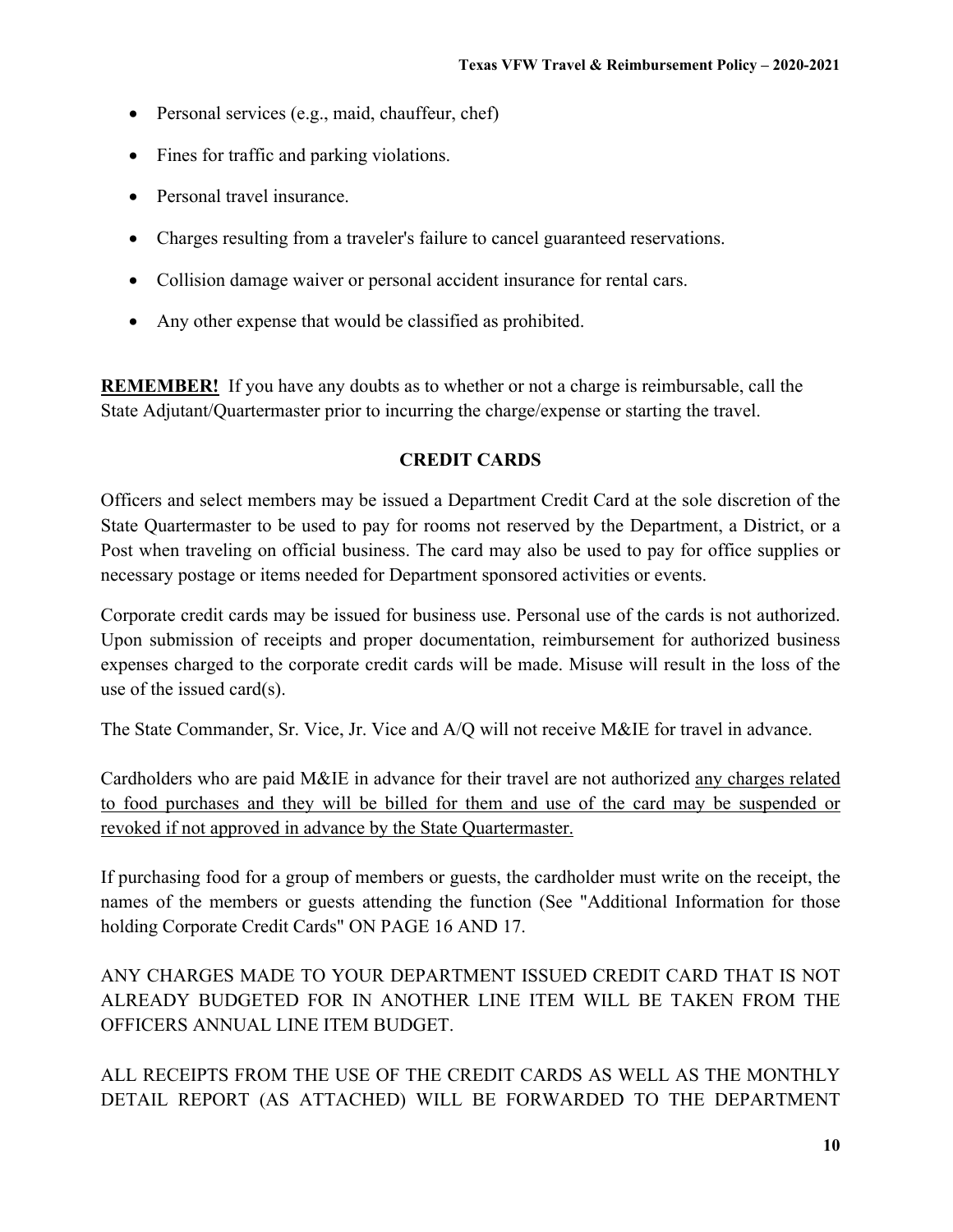- Personal services (e.g., maid, chauffeur, chef)
- Fines for traffic and parking violations.
- Personal travel insurance.
- Charges resulting from a traveler's failure to cancel guaranteed reservations.
- Collision damage waiver or personal accident insurance for rental cars.
- Any other expense that would be classified as prohibited.

**REMEMBER!** If you have any doubts as to whether or not a charge is reimbursable, call the State Adjutant/Quartermaster prior to incurring the charge/expense or starting the travel.

## CREDIT CARDS

Officers and select members may be issued a Department Credit Card at the sole discretion of the State Quartermaster to be used to pay for rooms not reserved by the Department, a District, or a Post when traveling on official business. The card may also be used to pay for office supplies or necessary postage or items needed for Department sponsored activities or events.

Corporate credit cards may be issued for business use. Personal use of the cards is not authorized. Upon submission of receipts and proper documentation, reimbursement for authorized business expenses charged to the corporate credit cards will be made. Misuse will result in the loss of the use of the issued card(s).

The State Commander, Sr. Vice, Jr. Vice and A/Q will not receive M&IE for travel in advance.

Cardholders who are paid M&IE in advance for their travel are not authorized <u>any charges related to food purchases and they will be billed for them and use of the card may be suspended or revoked if not approved in advance by the State Quartermaster.</u>

If purchasing food for a group of members or guests, the cardholder must write on the receipt, the names of the members or guests attending the function (See "Additional Information for those holding Corporate Credit Cards" ON PAGE 16 AND 17.

ANY CHARGES MADE TO YOUR DEPARTMENT ISSUED CREDIT CARD THAT IS NOT ALREADY BUDGETED FOR IN ANOTHER LINE ITEM WILL BE TAKEN FROM THE OFFICERS ANNUAL LINE ITEM BUDGET.

ALL RECEIPTS FROM THE USE OF THE CREDIT CARDS AS WELL AS THE MONTHLY DETAIL REPORT (AS ATTACHED) WILL BE FORWARDED TO THE DEPARTMENT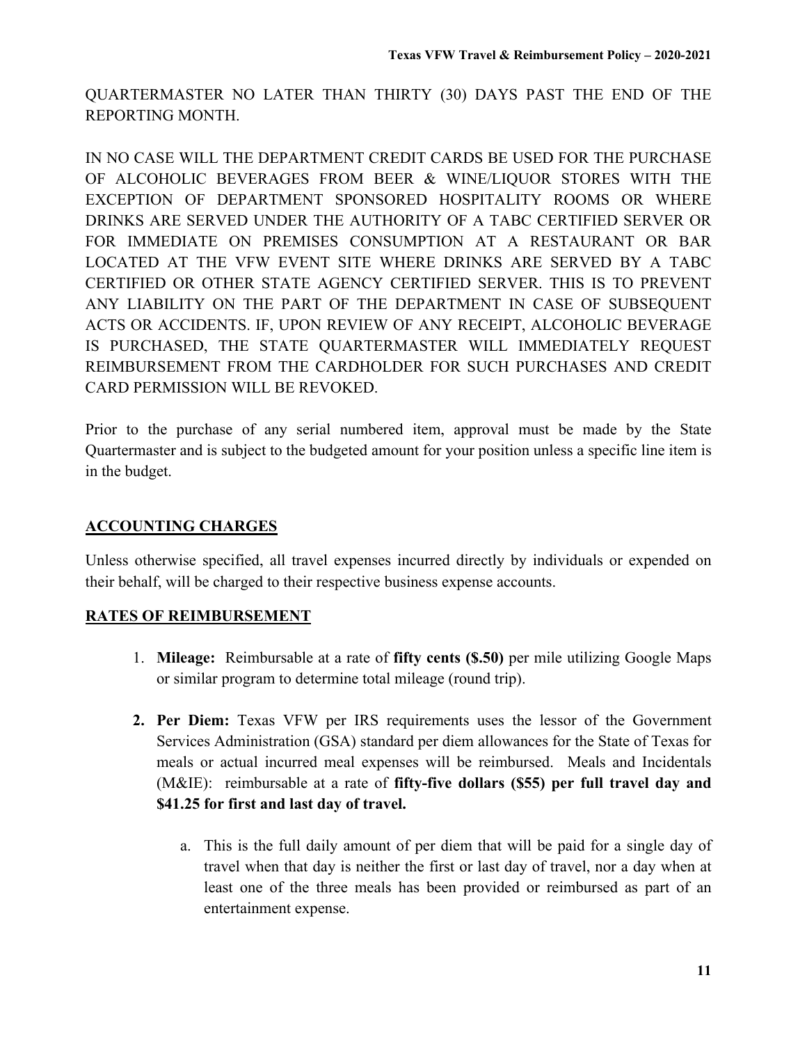QUARTERMASTER NO LATER THAN THIRTY (30) DAYS PAST THE END OF THE REPORTING MONTH.

IN NO CASE WILL THE DEPARTMENT CREDIT CARDS BE USED FOR THE PURCHASE OF ALCOHOLIC BEVERAGES FROM BEER & WINE/LIQUOR STORES WITH THE EXCEPTION OF DEPARTMENT SPONSORED HOSPITALITY ROOMS OR WHERE DRINKS ARE SERVED UNDER THE AUTHORITY OF A TABC CERTIFIED SERVER OR FOR IMMEDIATE ON PREMISES CONSUMPTION AT A RESTAURANT OR BAR LOCATED AT THE VFW EVENT SITE WHERE DRINKS ARE SERVED BY A TABC CERTIFIED OR OTHER STATE AGENCY CERTIFIED SERVER. THIS IS TO PREVENT ANY LIABILITY ON THE PART OF THE DEPARTMENT IN CASE OF SUBSEQUENT ACTS OR ACCIDENTS. IF, UPON REVIEW OF ANY RECEIPT, ALCOHOLIC BEVERAGE IS PURCHASED, THE STATE QUARTERMASTER WILL IMMEDIATELY REQUEST REIMBURSEMENT FROM THE CARDHOLDER FOR SUCH PURCHASES AND CREDIT CARD PERMISSION WILL BE REVOKED.

Prior to the purchase of any serial numbered item, approval must be made by the State Quartermaster and is subject to the budgeted amount for your position unless a specific line item is in the budget.

## ACCOUNTING CHARGES

Unless otherwise specified, all travel expenses incurred directly by individuals or expended on their behalf, will be charged to their respective business expense accounts.

## RATES OF REIMBURSEMENT

1. **Mileage:** Reimbursable at a rate of **fifty cents ($.50)** per mile utilizing Google Maps or similar program to determine total mileage (round trip).

2. **Per Diem:** Texas VFW per IRS requirements uses the lessor of the Government Services Administration (GSA) standard per diem allowances for the State of Texas for meals or actual incurred meal expenses will be reimbursed. Meals and Incidentals (M&IE): reimbursable at a rate of **fifty-five dollars ($55) per full travel day and $41.25 for first and last day of travel.**

   a. This is the full daily amount of per diem that will be paid for a single day of travel when that day is neither the first or last day of travel, nor a day when at least one of the three meals has been provided or reimbursed as part of an entertainment expense.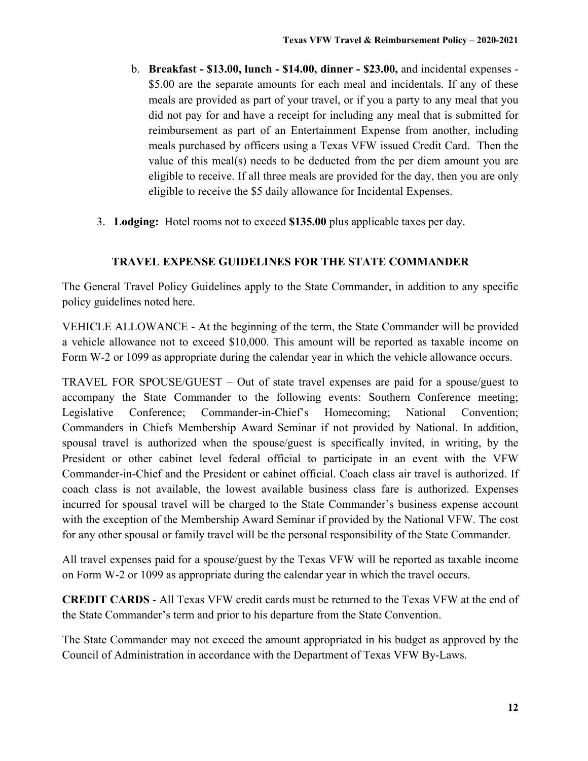b. **Breakfast - $13.00, lunch - $14.00, dinner - $23.00,** and incidental expenses - $5.00 are the separate amounts for each meal and incidentals. If any of these meals are provided as part of your travel, or if you a party to any meal that you did not pay for and have a receipt for including any meal that is submitted for reimbursement as part of an Entertainment Expense from another, including meals purchased by officers using a Texas VFW issued Credit Card. Then the value of this meal(s) needs to be deducted from the per diem amount you are eligible to receive. If all three meals are provided for the day, then you are only eligible to receive the $5 daily allowance for Incidental Expenses.

3. **Lodging:** Hotel rooms not to exceed **$135.00** plus applicable taxes per day.

## TRAVEL EXPENSE GUIDELINES FOR THE STATE COMMANDER

The General Travel Policy Guidelines apply to the State Commander, in addition to any specific policy guidelines noted here.

VEHICLE ALLOWANCE - At the beginning of the term, the State Commander will be provided a vehicle allowance not to exceed $10,000. This amount will be reported as taxable income on Form W-2 or 1099 as appropriate during the calendar year in which the vehicle allowance occurs.

TRAVEL FOR SPOUSE/GUEST – Out of state travel expenses are paid for a spouse/guest to accompany the State Commander to the following events: Southern Conference meeting; Legislative Conference; Commander-in-Chief's Homecoming; National Convention; Commanders in Chiefs Membership Award Seminar if not provided by National. In addition, spousal travel is authorized when the spouse/guest is specifically invited, in writing, by the President or other cabinet level federal official to participate in an event with the VFW Commander-in-Chief and the President or cabinet official. Coach class air travel is authorized. If coach class is not available, the lowest available business class fare is authorized. Expenses incurred for spousal travel will be charged to the State Commander's business expense account with the exception of the Membership Award Seminar if provided by the National VFW. The cost for any other spousal or family travel will be the personal responsibility of the State Commander.

All travel expenses paid for a spouse/guest by the Texas VFW will be reported as taxable income on Form W-2 or 1099 as appropriate during the calendar year in which the travel occurs.

**CREDIT CARDS** - All Texas VFW credit cards must be returned to the Texas VFW at the end of the State Commander's term and prior to his departure from the State Convention.

The State Commander may not exceed the amount appropriated in his budget as approved by the Council of Administration in accordance with the Department of Texas VFW By-Laws.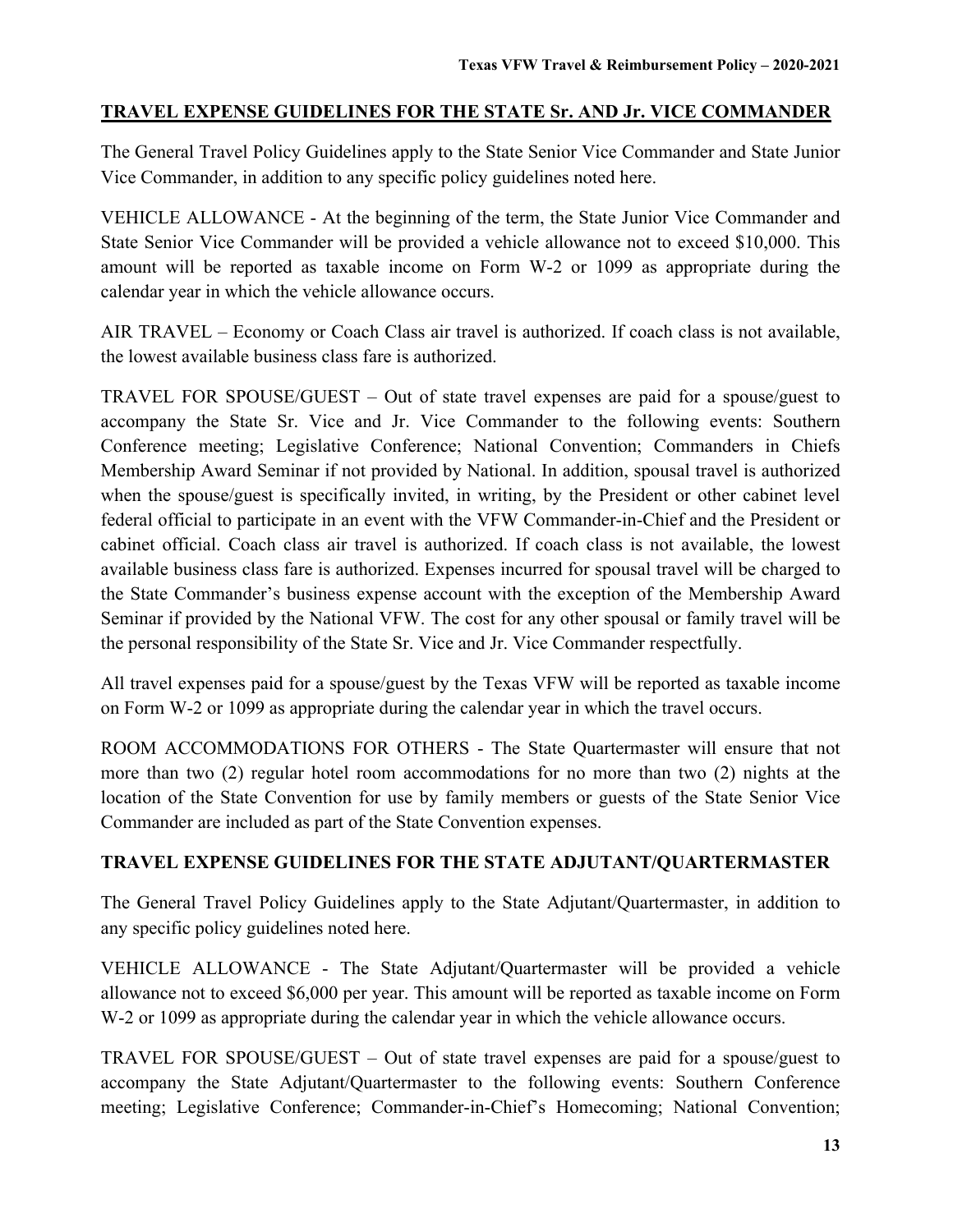## TRAVEL EXPENSE GUIDELINES FOR THE STATE Sr. AND Jr. VICE COMMANDER

The General Travel Policy Guidelines apply to the State Senior Vice Commander and State Junior Vice Commander, in addition to any specific policy guidelines noted here.

VEHICLE ALLOWANCE - At the beginning of the term, the State Junior Vice Commander and State Senior Vice Commander will be provided a vehicle allowance not to exceed $10,000. This amount will be reported as taxable income on Form W-2 or 1099 as appropriate during the calendar year in which the vehicle allowance occurs.

AIR TRAVEL – Economy or Coach Class air travel is authorized. If coach class is not available, the lowest available business class fare is authorized.

TRAVEL FOR SPOUSE/GUEST – Out of state travel expenses are paid for a spouse/guest to accompany the State Sr. Vice and Jr. Vice Commander to the following events: Southern Conference meeting; Legislative Conference; National Convention; Commanders in Chiefs Membership Award Seminar if not provided by National. In addition, spousal travel is authorized when the spouse/guest is specifically invited, in writing, by the President or other cabinet level federal official to participate in an event with the VFW Commander-in-Chief and the President or cabinet official. Coach class air travel is authorized. If coach class is not available, the lowest available business class fare is authorized. Expenses incurred for spousal travel will be charged to the State Commander's business expense account with the exception of the Membership Award Seminar if provided by the National VFW. The cost for any other spousal or family travel will be the personal responsibility of the State Sr. Vice and Jr. Vice Commander respectfully.

All travel expenses paid for a spouse/guest by the Texas VFW will be reported as taxable income on Form W-2 or 1099 as appropriate during the calendar year in which the travel occurs.

ROOM ACCOMMODATIONS FOR OTHERS - The State Quartermaster will ensure that not more than two (2) regular hotel room accommodations for no more than two (2) nights at the location of the State Convention for use by family members or guests of the State Senior Vice Commander are included as part of the State Convention expenses.

## TRAVEL EXPENSE GUIDELINES FOR THE STATE ADJUTANT/QUARTERMASTER

The General Travel Policy Guidelines apply to the State Adjutant/Quartermaster, in addition to any specific policy guidelines noted here.

VEHICLE ALLOWANCE - The State Adjutant/Quartermaster will be provided a vehicle allowance not to exceed $6,000 per year. This amount will be reported as taxable income on Form W-2 or 1099 as appropriate during the calendar year in which the vehicle allowance occurs.

TRAVEL FOR SPOUSE/GUEST – Out of state travel expenses are paid for a spouse/guest to accompany the State Adjutant/Quartermaster to the following events: Southern Conference meeting; Legislative Conference; Commander-in-Chief's Homecoming; National Convention;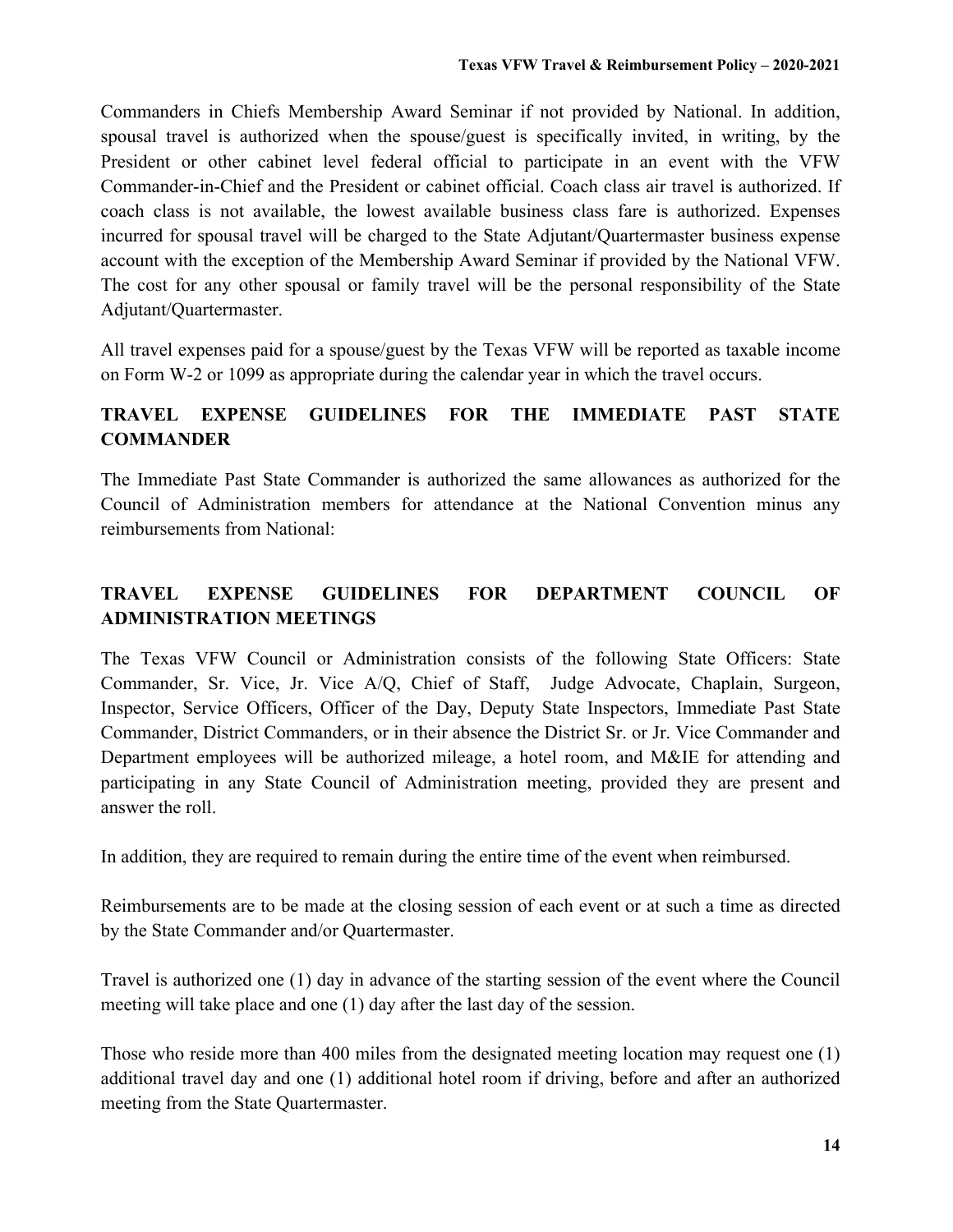Commanders in Chiefs Membership Award Seminar if not provided by National. In addition, spousal travel is authorized when the spouse/guest is specifically invited, in writing, by the President or other cabinet level federal official to participate in an event with the VFW Commander-in-Chief and the President or cabinet official. Coach class air travel is authorized. If coach class is not available, the lowest available business class fare is authorized. Expenses incurred for spousal travel will be charged to the State Adjutant/Quartermaster business expense account with the exception of the Membership Award Seminar if provided by the National VFW. The cost for any other spousal or family travel will be the personal responsibility of the State Adjutant/Quartermaster.

All travel expenses paid for a spouse/guest by the Texas VFW will be reported as taxable income on Form W-2 or 1099 as appropriate during the calendar year in which the travel occurs.

## TRAVEL EXPENSE GUIDELINES FOR THE IMMEDIATE PAST STATE COMMANDER

The Immediate Past State Commander is authorized the same allowances as authorized for the Council of Administration members for attendance at the National Convention minus any reimbursements from National:

## TRAVEL EXPENSE GUIDELINES FOR DEPARTMENT COUNCIL OF ADMINISTRATION MEETINGS

The Texas VFW Council or Administration consists of the following State Officers: State Commander, Sr. Vice, Jr. Vice A/Q, Chief of Staff, Judge Advocate, Chaplain, Surgeon, Inspector, Service Officers, Officer of the Day, Deputy State Inspectors, Immediate Past State Commander, District Commanders, or in their absence the District Sr. or Jr. Vice Commander and Department employees will be authorized mileage, a hotel room, and M&IE for attending and participating in any State Council of Administration meeting, provided they are present and answer the roll.

In addition, they are required to remain during the entire time of the event when reimbursed.

Reimbursements are to be made at the closing session of each event or at such a time as directed by the State Commander and/or Quartermaster.

Travel is authorized one (1) day in advance of the starting session of the event where the Council meeting will take place and one (1) day after the last day of the session.

Those who reside more than 400 miles from the designated meeting location may request one (1) additional travel day and one (1) additional hotel room if driving, before and after an authorized meeting from the State Quartermaster.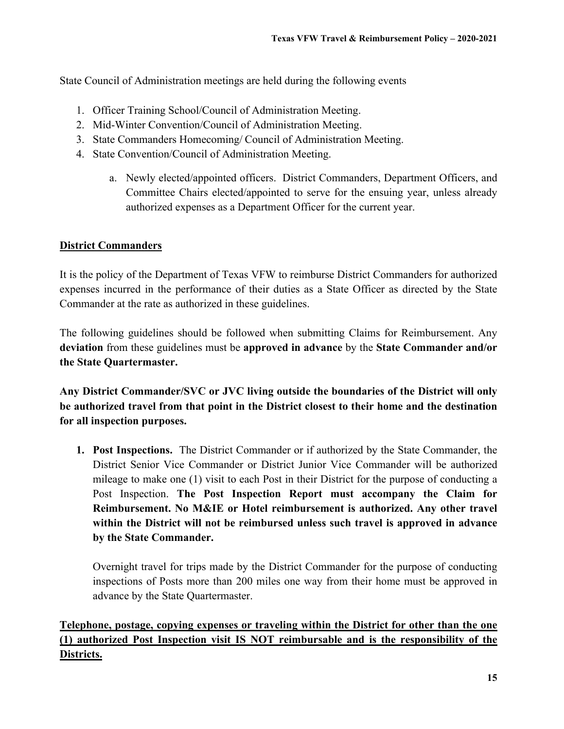State Council of Administration meetings are held during the following events

1. Officer Training School/Council of Administration Meeting.
2. Mid-Winter Convention/Council of Administration Meeting.
3. State Commanders Homecoming/ Council of Administration Meeting.
4. State Convention/Council of Administration Meeting.

    a. Newly elected/appointed officers. District Commanders, Department Officers, and Committee Chairs elected/appointed to serve for the ensuing year, unless already authorized expenses as a Department Officer for the current year.

## District Commanders

It is the policy of the Department of Texas VFW to reimburse District Commanders for authorized expenses incurred in the performance of their duties as a State Officer as directed by the State Commander at the rate as authorized in these guidelines.

The following guidelines should be followed when submitting Claims for Reimbursement. Any **deviation** from these guidelines must be **approved in advance** by the **State Commander and/or the State Quartermaster.**

**Any District Commander/SVC or JVC living outside the boundaries of the District will only be authorized travel from that point in the District closest to their home and the destination for all inspection purposes.**

1. **Post Inspections.** The District Commander or if authorized by the State Commander, the District Senior Vice Commander or District Junior Vice Commander will be authorized mileage to make one (1) visit to each Post in their District for the purpose of conducting a Post Inspection. **The Post Inspection Report must accompany the Claim for Reimbursement. No M&IE or Hotel reimbursement is authorized. Any other travel within the District will not be reimbursed unless such travel is approved in advance by the State Commander.**

    Overnight travel for trips made by the District Commander for the purpose of conducting inspections of Posts more than 200 miles one way from their home must be approved in advance by the State Quartermaster.

**Telephone, postage, copying expenses or traveling within the District for other than the one (1) authorized Post Inspection visit IS NOT reimbursable and is the responsibility of the Districts.**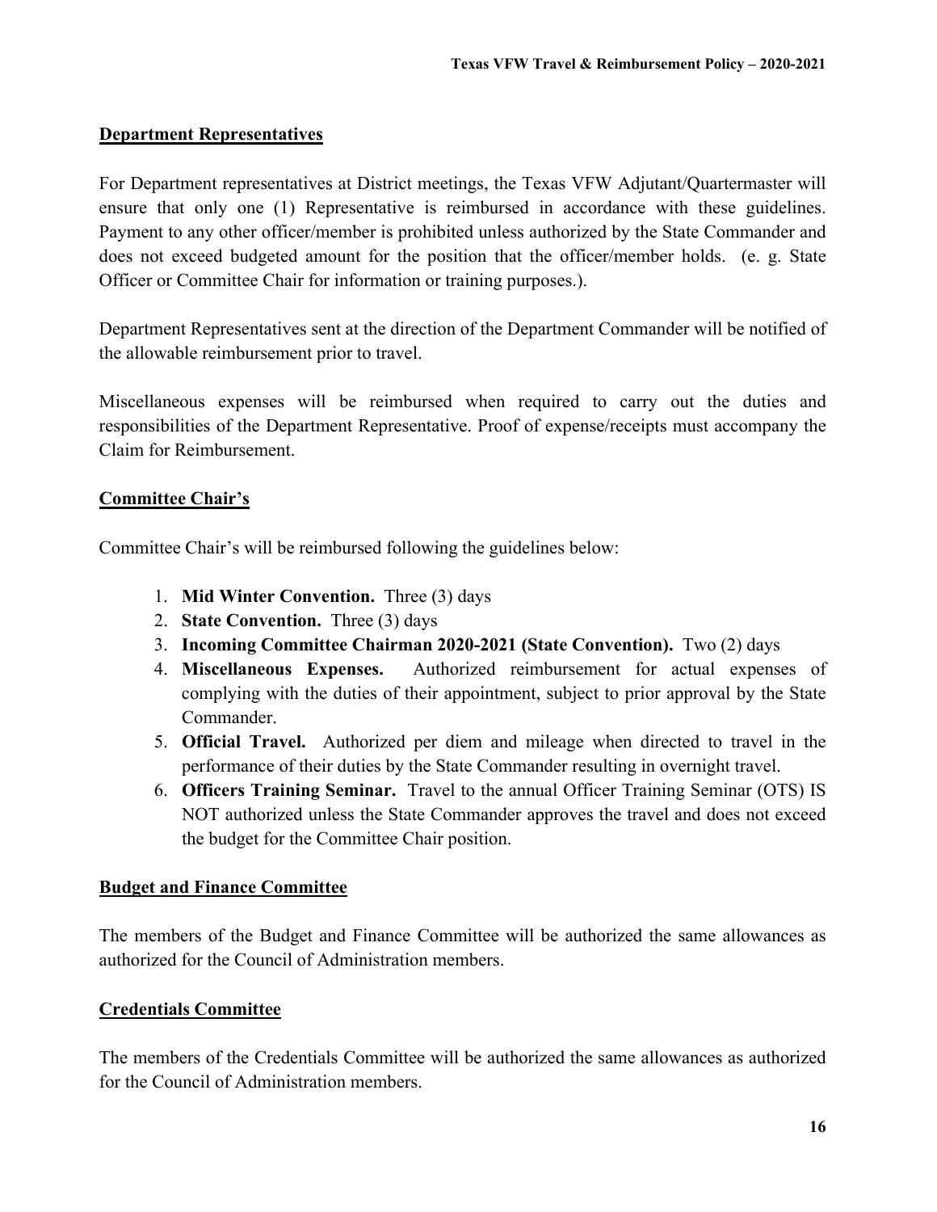**Department Representatives**

For Department representatives at District meetings, the Texas VFW Adjutant/Quartermaster will ensure that only one (1) Representative is reimbursed in accordance with these guidelines. Payment to any other officer/member is prohibited unless authorized by the State Commander and does not exceed budgeted amount for the position that the officer/member holds. (e. g. State Officer or Committee Chair for information or training purposes.).

Department Representatives sent at the direction of the Department Commander will be notified of the allowable reimbursement prior to travel.

Miscellaneous expenses will be reimbursed when required to carry out the duties and responsibilities of the Department Representative. Proof of expense/receipts must accompany the Claim for Reimbursement.

**Committee Chair's**

Committee Chair's will be reimbursed following the guidelines below:

1. **Mid Winter Convention.** Three (3) days
2. **State Convention.** Three (3) days
3. **Incoming Committee Chairman 2020-2021 (State Convention).** Two (2) days
4. **Miscellaneous Expenses.** Authorized reimbursement for actual expenses of complying with the duties of their appointment, subject to prior approval by the State Commander.
5. **Official Travel.** Authorized per diem and mileage when directed to travel in the performance of their duties by the State Commander resulting in overnight travel.
6. **Officers Training Seminar.** Travel to the annual Officer Training Seminar (OTS) IS NOT authorized unless the State Commander approves the travel and does not exceed the budget for the Committee Chair position.

**Budget and Finance Committee**

The members of the Budget and Finance Committee will be authorized the same allowances as authorized for the Council of Administration members.

**Credentials Committee**

The members of the Credentials Committee will be authorized the same allowances as authorized for the Council of Administration members.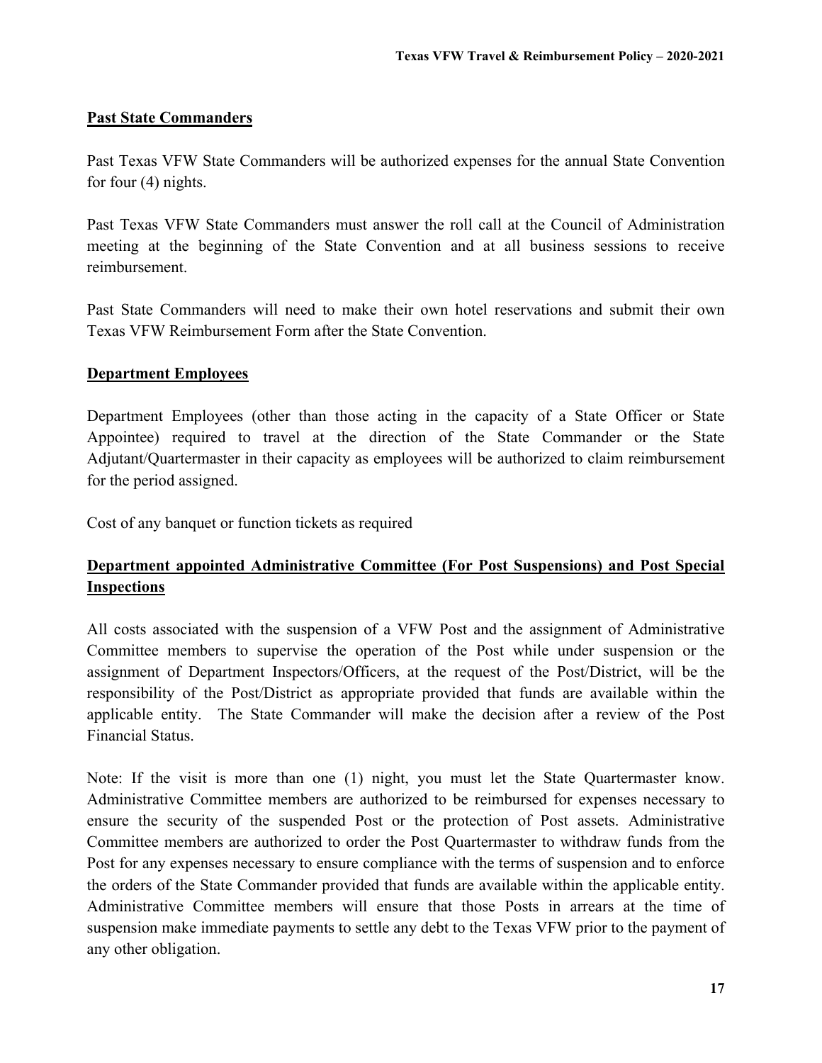**Past State Commanders**

Past Texas VFW State Commanders will be authorized expenses for the annual State Convention for four (4) nights.

Past Texas VFW State Commanders must answer the roll call at the Council of Administration meeting at the beginning of the State Convention and at all business sessions to receive reimbursement.

Past State Commanders will need to make their own hotel reservations and submit their own Texas VFW Reimbursement Form after the State Convention.

**Department Employees**

Department Employees (other than those acting in the capacity of a State Officer or State Appointee) required to travel at the direction of the State Commander or the State Adjutant/Quartermaster in their capacity as employees will be authorized to claim reimbursement for the period assigned.

Cost of any banquet or function tickets as required

**Department appointed Administrative Committee (For Post Suspensions) and Post Special Inspections**

All costs associated with the suspension of a VFW Post and the assignment of Administrative Committee members to supervise the operation of the Post while under suspension or the assignment of Department Inspectors/Officers, at the request of the Post/District, will be the responsibility of the Post/District as appropriate provided that funds are available within the applicable entity. The State Commander will make the decision after a review of the Post Financial Status.

Note: If the visit is more than one (1) night, you must let the State Quartermaster know. Administrative Committee members are authorized to be reimbursed for expenses necessary to ensure the security of the suspended Post or the protection of Post assets. Administrative Committee members are authorized to order the Post Quartermaster to withdraw funds from the Post for any expenses necessary to ensure compliance with the terms of suspension and to enforce the orders of the State Commander provided that funds are available within the applicable entity. Administrative Committee members will ensure that those Posts in arrears at the time of suspension make immediate payments to settle any debt to the Texas VFW prior to the payment of any other obligation.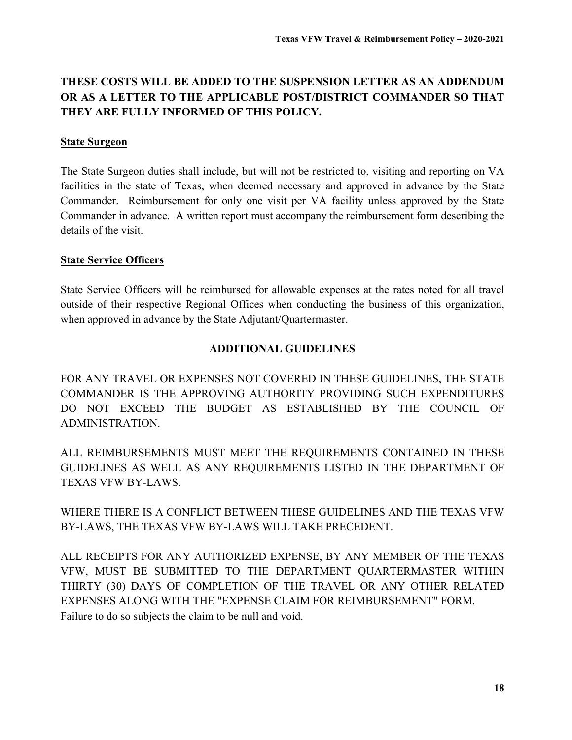**THESE COSTS WILL BE ADDED TO THE SUSPENSION LETTER AS AN ADDENDUM OR AS A LETTER TO THE APPLICABLE POST/DISTRICT COMMANDER SO THAT THEY ARE FULLY INFORMED OF THIS POLICY.**

**State Surgeon**

The State Surgeon duties shall include, but will not be restricted to, visiting and reporting on VA facilities in the state of Texas, when deemed necessary and approved in advance by the State Commander. Reimbursement for only one visit per VA facility unless approved by the State Commander in advance. A written report must accompany the reimbursement form describing the details of the visit.

**State Service Officers**

State Service Officers will be reimbursed for allowable expenses at the rates noted for all travel outside of their respective Regional Offices when conducting the business of this organization, when approved in advance by the State Adjutant/Quartermaster.

## ADDITIONAL GUIDELINES

FOR ANY TRAVEL OR EXPENSES NOT COVERED IN THESE GUIDELINES, THE STATE COMMANDER IS THE APPROVING AUTHORITY PROVIDING SUCH EXPENDITURES DO NOT EXCEED THE BUDGET AS ESTABLISHED BY THE COUNCIL OF ADMINISTRATION.

ALL REIMBURSEMENTS MUST MEET THE REQUIREMENTS CONTAINED IN THESE GUIDELINES AS WELL AS ANY REQUIREMENTS LISTED IN THE DEPARTMENT OF TEXAS VFW BY-LAWS.

WHERE THERE IS A CONFLICT BETWEEN THESE GUIDELINES AND THE TEXAS VFW BY-LAWS, THE TEXAS VFW BY-LAWS WILL TAKE PRECEDENT.

ALL RECEIPTS FOR ANY AUTHORIZED EXPENSE, BY ANY MEMBER OF THE TEXAS VFW, MUST BE SUBMITTED TO THE DEPARTMENT QUARTERMASTER WITHIN THIRTY (30) DAYS OF COMPLETION OF THE TRAVEL OR ANY OTHER RELATED EXPENSES ALONG WITH THE "EXPENSE CLAIM FOR REIMBURSEMENT" FORM. Failure to do so subjects the claim to be null and void.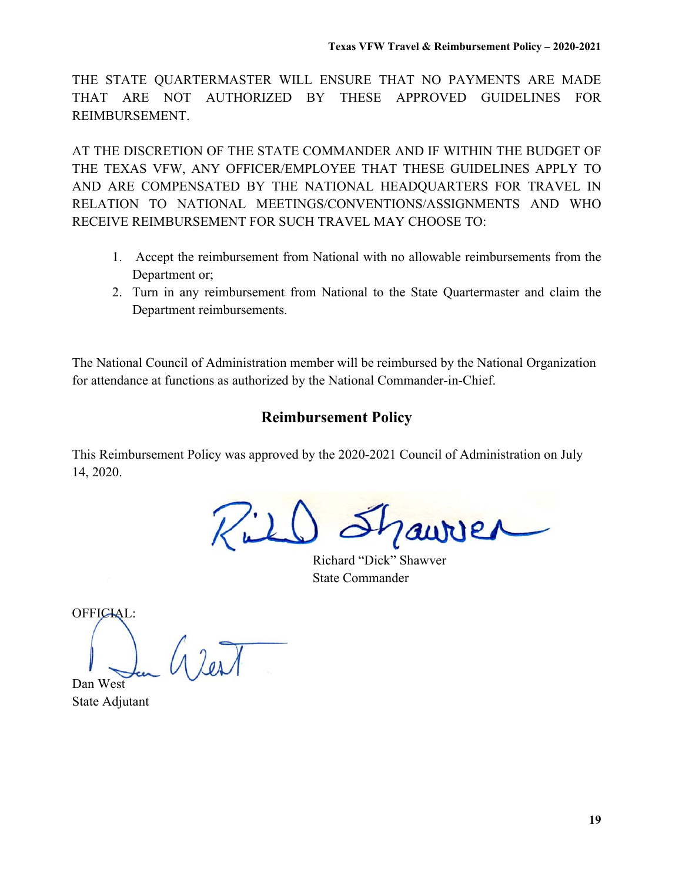THE STATE QUARTERMASTER WILL ENSURE THAT NO PAYMENTS ARE MADE THAT ARE NOT AUTHORIZED BY THESE APPROVED GUIDELINES FOR REIMBURSEMENT.

AT THE DISCRETION OF THE STATE COMMANDER AND IF WITHIN THE BUDGET OF THE TEXAS VFW, ANY OFFICER/EMPLOYEE THAT THESE GUIDELINES APPLY TO AND ARE COMPENSATED BY THE NATIONAL HEADQUARTERS FOR TRAVEL IN RELATION TO NATIONAL MEETINGS/CONVENTIONS/ASSIGNMENTS AND WHO RECEIVE REIMBURSEMENT FOR SUCH TRAVEL MAY CHOOSE TO:

1. Accept the reimbursement from National with no allowable reimbursements from the Department or;
2. Turn in any reimbursement from National to the State Quartermaster and claim the Department reimbursements.

The National Council of Administration member will be reimbursed by the National Organization for attendance at functions as authorized by the National Commander-in-Chief.

## Reimbursement Policy

This Reimbursement Policy was approved by the 2020-2021 Council of Administration on July 14, 2020.

Richard "Dick" Shawver
State Commander

OFFICIAL:

Dan West
State Adjutant